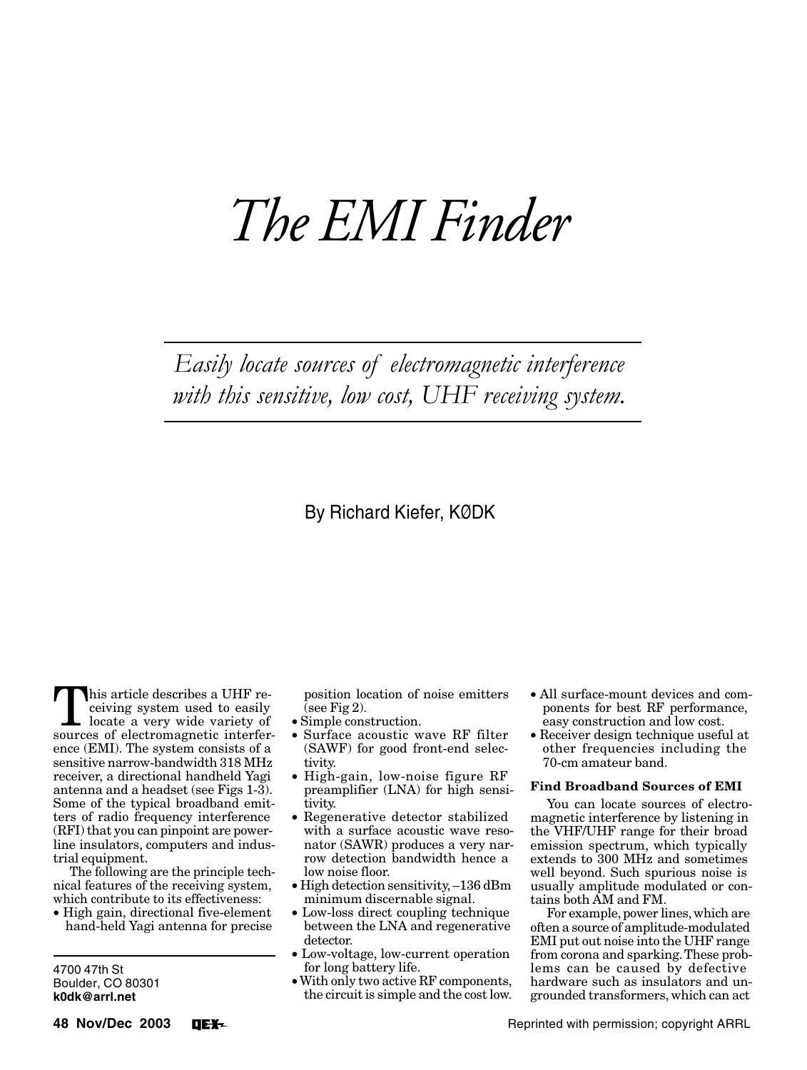# The EMI Finder

*Easily locate sources of electromagnetic interference with this sensitive, low cost, UHF receiving system.*

By Richard Kiefer, KØDK

This article describes a UHF receiving system used to easily locate a very wide variety of sources of electromagnetic interference (EMI). The system consists of a sensitive narrow-bandwidth 318 MHz receiver, a directional handheld Yagi antenna and a headset (see Figs 1-3). Some of the typical broadband emitters of radio frequency interference (RFI) that you can pinpoint are power-line insulators, computers and industrial equipment.

The following are the principle technical features of the receiving system, which contribute to its effectiveness:

- High gain, directional five-element hand-held Yagi antenna for precise position location of noise emitters (see Fig 2).
- Simple construction.
- Surface acoustic wave RF filter (SAWF) for good front-end selectivity.
- High-gain, low-noise figure RF preamplifier (LNA) for high sensitivity.
- Regenerative detector stabilized with a surface acoustic wave resonator (SAWR) produces a very narrow detection bandwidth hence a low noise floor.
- High detection sensitivity, –136 dBm minimum discernable signal.
- Low-loss direct coupling technique between the LNA and regenerative detector.
- Low-voltage, low-current operation for long battery life.
- With only two active RF components, the circuit is simple and the cost low.
- All surface-mount devices and components for best RF performance, easy construction and low cost.
- Receiver design technique useful at other frequencies including the 70-cm amateur band.

4700 47th St
Boulder, CO 80301
**k0dk@arrl.net**

### Find Broadband Sources of EMI

You can locate sources of electromagnetic interference by listening in the VHF/UHF range for their broad emission spectrum, which typically extends to 300 MHz and sometimes well beyond. Such spurious noise is usually amplitude modulated or contains both AM and FM.

For example, power lines, which are often a source of amplitude-modulated EMI put out noise into the UHF range from corona and sparking. These problems can be caused by defective hardware such as insulators and ungrounded transformers, which can act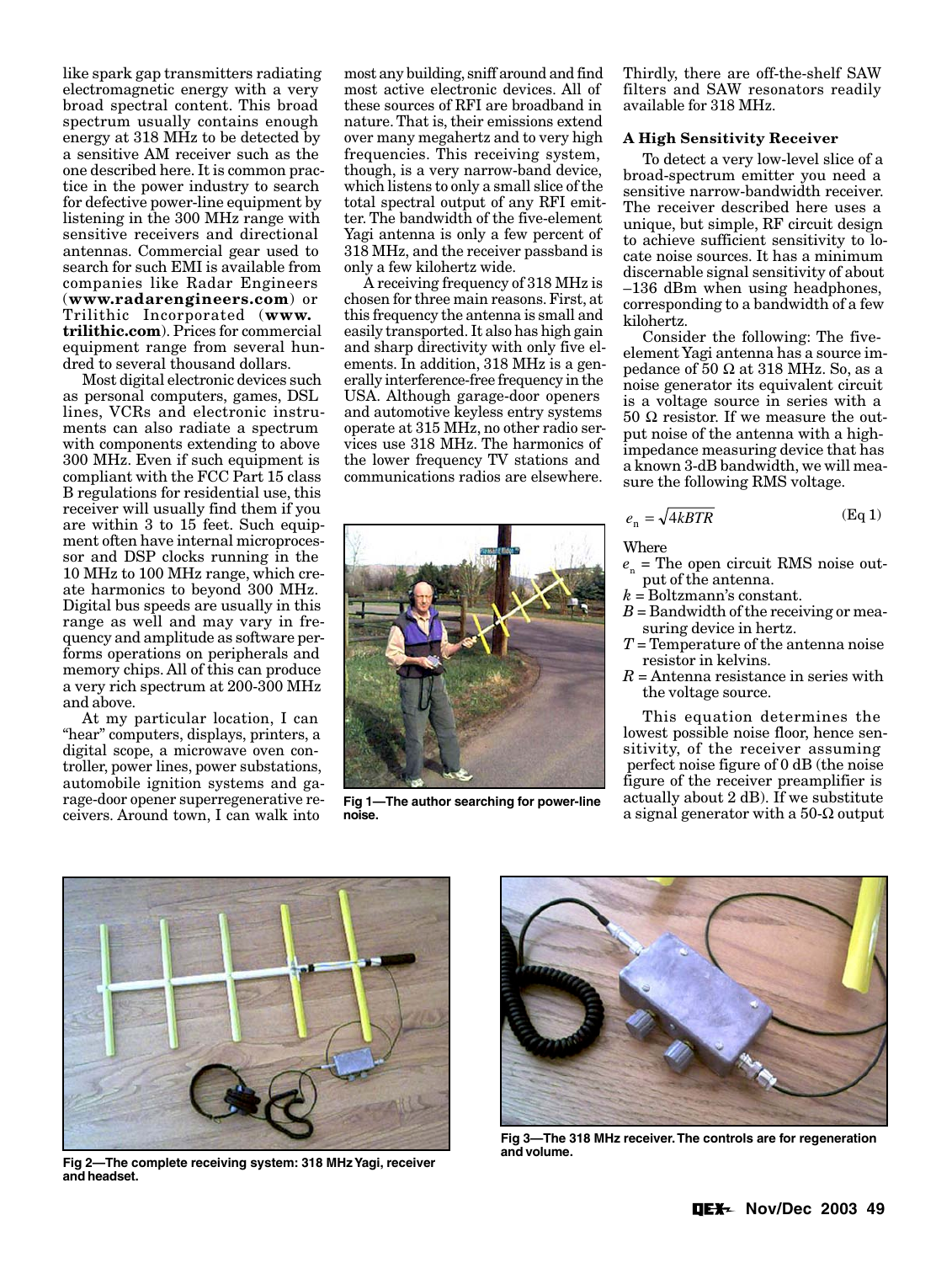like spark gap transmitters radiating electromagnetic energy with a very broad spectral content. This broad spectrum usually contains enough energy at 318 MHz to be detected by a sensitive AM receiver such as the one described here. It is common practice in the power industry to search for defective power-line equipment by listening in the 300 MHz range with sensitive receivers and directional antennas. Commercial gear used to search for such EMI is available from companies like Radar Engineers (**www.radarengineers.com**) or Trilithic Incorporated (**www.trilithic.com**). Prices for commercial equipment range from several hundred to several thousand dollars.

Most digital electronic devices such as personal computers, games, DSL lines, VCRs and electronic instruments can also radiate a spectrum with components extending to above 300 MHz. Even if such equipment is compliant with the FCC Part 15 class B regulations for residential use, this receiver will usually find them if you are within 3 to 15 feet. Such equipment often have internal microprocessor and DSP clocks running in the 10 MHz to 100 MHz range, which create harmonics to beyond 300 MHz. Digital bus speeds are usually in this range as well and may vary in frequency and amplitude as software performs operations on peripherals and memory chips. All of this can produce a very rich spectrum at 200-300 MHz and above.

At my particular location, I can "hear" computers, displays, printers, a digital scope, a microwave oven controller, power lines, power substations, automobile ignition systems and garage-door opener superregenerative receivers. Around town, I can walk into most any building, sniff around and find most active electronic devices. All of these sources of RFI are broadband in nature. That is, their emissions extend over many megahertz and to very high frequencies. This receiving system, though, is a very narrow-band device, which listens to only a small slice of the total spectral output of any RFI emitter. The bandwidth of the five-element Yagi antenna is only a few percent of 318 MHz, and the receiver passband is only a few kilohertz wide.

A receiving frequency of 318 MHz is chosen for three main reasons. First, at this frequency the antenna is small and easily transported. It also has high gain and sharp directivity with only five elements. In addition, 318 MHz is a generally interference-free frequency in the USA. Although garage-door openers and automotive keyless entry systems operate at 315 MHz, no other radio services use 318 MHz. The harmonics of the lower frequency TV stations and communications radios are elsewhere. Thirdly, there are off-the-shelf SAW filters and SAW resonators readily available for 318 MHz.

Fig 1—The author searching for power-line noise.

### A High Sensitivity Receiver

To detect a very low-level slice of a broad-spectrum emitter you need a sensitive narrow-bandwidth receiver. The receiver described here uses a unique, but simple, RF circuit design to achieve sufficient sensitivity to locate noise sources. It has a minimum discernable signal sensitivity of about –136 dBm when using headphones, corresponding to a bandwidth of a few kilohertz.

Consider the following: The five-element Yagi antenna has a source impedance of 50 Ω at 318 MHz. So, as a noise generator its equivalent circuit is a voltage source in series with a 50 Ω resistor. If we measure the output noise of the antenna with a high-impedance measuring device that has a known 3-dB bandwidth, we will measure the following RMS voltage.

$$e_n = \sqrt{4kBTR} \qquad \text{(Eq 1)}$$

Where

- $e_n$ = The open circuit RMS noise output of the antenna.
- $k$ = Boltzmann's constant.
- $B$ = Bandwidth of the receiving or measuring device in hertz.
- $T$ = Temperature of the antenna noise resistor in kelvins.
- $R$ = Antenna resistance in series with the voltage source.

This equation determines the lowest possible noise floor, hence sensitivity, of the receiver assuming perfect noise figure of 0 dB (the noise figure of the receiver preamplifier is actually about 2 dB). If we substitute a signal generator with a 50-Ω output

Fig 2—The complete receiving system: 318 MHz Yagi, receiver and headset.

Fig 3—The 318 MHz receiver. The controls are for regeneration and volume.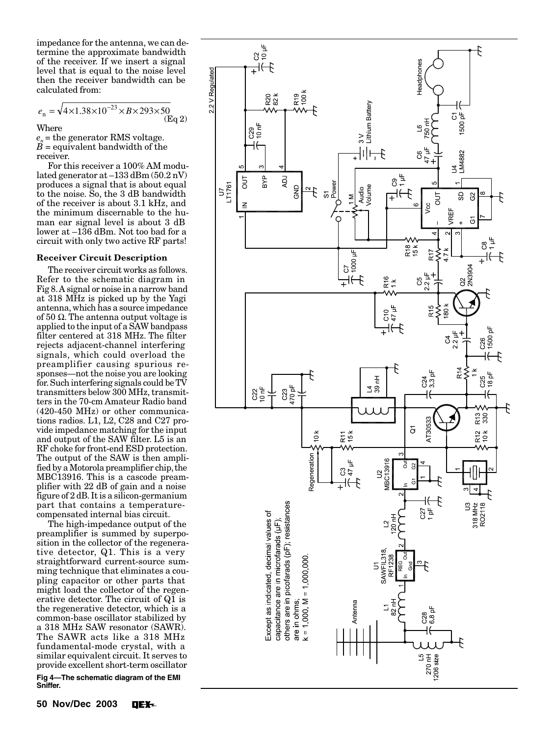impedance for the antenna, we can determine the approximate bandwidth of the receiver. If we insert a signal level that is equal to the noise level then the receiver bandwidth can be calculated from:

$$e_n = \sqrt{4 \times 1.38 \times 10^{-23} \times B \times 293 \times 50} \quad \text{(Eq 2)}$$

Where

$e_n$ = the generator RMS voltage.
$B$ = equivalent bandwidth of the receiver.

For this receiver a 100% AM modulated generator at –133 dBm (50.2 nV) produces a signal that is about equal to the noise. So, the 3 dB bandwidth of the receiver is about 3.1 kHz, and the minimum discernable to the human ear signal level is about 3 dB lower at –136 dBm. Not too bad for a circuit with only two active RF parts!

### Receiver Circuit Description

The receiver circuit works as follows. Refer to the schematic diagram in Fig 8. A signal or noise in a narrow band at 318 MHz is picked up by the Yagi antenna, which has a source impedance of 50 Ω. The antenna output voltage is applied to the input of a SAW bandpass filter centered at 318 MHz. The filter rejects adjacent-channel interfering signals, which could overload the preamplifier causing spurious responses—not the noise you are looking for. Such interfering signals could be TV transmitters below 300 MHz, transmitters in the 70-cm Amateur Radio band (420-450 MHz) or other communications radios. L1, L2, C28 and C27 provide impedance matching for the input and output of the SAW filter. L5 is an RF choke for front-end ESD protection. The output of the SAW is then amplified by a Motorola preamplifier chip, the MBC13916. This is a cascode preamplifier with 22 dB of gain and a noise figure of 2 dB. It is a silicon-germanium part that contains a temperature-compensated internal bias circuit.

The high-impedance output of the preamplifier is summed by superposition in the collector of the regenerative detector, Q1. This is a very straightforward current-source summing technique that eliminates a coupling capacitor or other parts that might load the collector of the regenerative detector. The circuit of Q1 is the regenerative detector, which is a common-base oscillator stabilized by a 318 MHz SAW resonator (SAWR). The SAWR acts like a 318 MHz fundamental-mode crystal, with a similar equivalent circuit. It serves to provide excellent short-term oscillator

Except as indicated, decimal values of capacitance are in microfarads (µF); others are in picofarads (pF); resistances are in ohms; k = 1,000, M = 1,000,000.

**Fig 4—The schematic diagram of the EMI Sniffer.**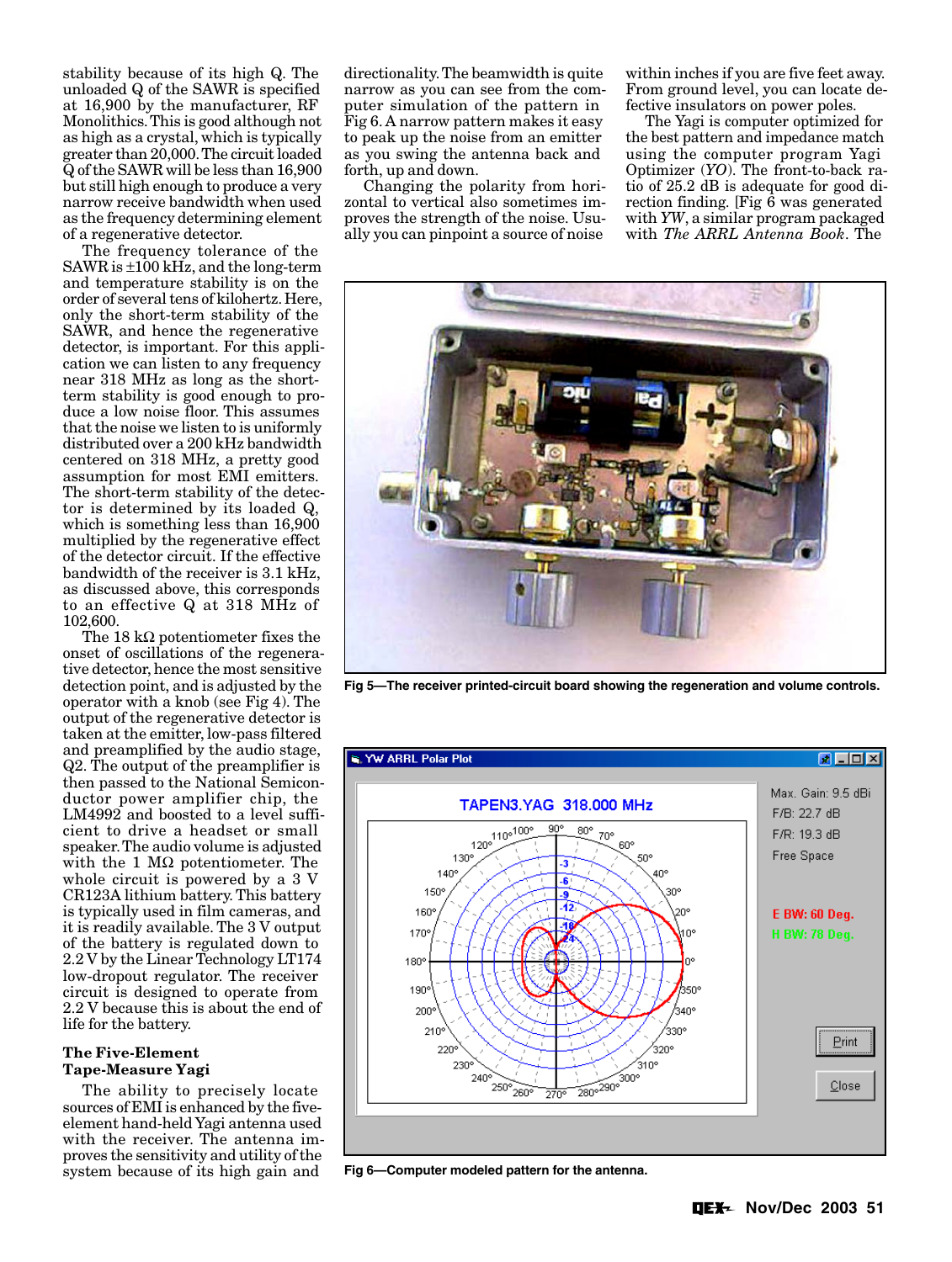stability because of its high Q. The unloaded Q of the SAWR is specified at 16,900 by the manufacturer, RF Monolithics. This is good although not as high as a crystal, which is typically greater than 20,000. The circuit loaded Q of the SAWR will be less than 16,900 but still high enough to produce a very narrow receive bandwidth when used as the frequency determining element of a regenerative detector.

The frequency tolerance of the SAWR is ±100 kHz, and the long-term and temperature stability is on the order of several tens of kilohertz. Here, only the short-term stability of the SAWR, and hence the regenerative detector, is important. For this application we can listen to any frequency near 318 MHz as long as the short-term stability is good enough to produce a low noise floor. This assumes that the noise we listen to is uniformly distributed over a 200 kHz bandwidth centered on 318 MHz, a pretty good assumption for most EMI emitters. The short-term stability of the detector is determined by its loaded Q, which is something less than 16,900 multiplied by the regenerative effect of the detector circuit. If the effective bandwidth of the receiver is 3.1 kHz, as discussed above, this corresponds to an effective Q at 318 MHz of 102,600.

The 18 kΩ potentiometer fixes the onset of oscillations of the regenerative detector, hence the most sensitive detection point, and is adjusted by the operator with a knob (see Fig 4). The output of the regenerative detector is taken at the emitter, low-pass filtered and preamplified by the audio stage, Q2. The output of the preamplifier is then passed to the National Semiconductor power amplifier chip, the LM4992 and boosted to a level sufficient to drive a headset or small speaker. The audio volume is adjusted with the 1 MΩ potentiometer. The whole circuit is powered by a 3 V CR123A lithium battery. This battery is typically used in film cameras, and it is readily available. The 3 V output of the battery is regulated down to 2.2 V by the Linear Technology LT174 low-dropout regulator. The receiver circuit is designed to operate from 2.2 V because this is about the end of life for the battery.

### The Five-Element Tape-Measure Yagi

The ability to precisely locate sources of EMI is enhanced by the five-element hand-held Yagi antenna used with the receiver. The antenna improves the sensitivity and utility of the system because of its high gain and directionality. The beamwidth is quite narrow as you can see from the computer simulation of the pattern in Fig 6. A narrow pattern makes it easy to peak up the noise from an emitter as you swing the antenna back and forth, up and down.

Changing the polarity from horizontal to vertical also sometimes improves the strength of the noise. Usually you can pinpoint a source of noise within inches if you are five feet away. From ground level, you can locate defective insulators on power poles.

The Yagi is computer optimized for the best pattern and impedance match using the computer program Yagi Optimizer (*YO*). The front-to-back ratio of 25.2 dB is adequate for good direction finding. [Fig 6 was generated with *YW*, a similar program packaged with *The ARRL Antenna Book*. The

Fig 5—The receiver printed-circuit board showing the regeneration and volume controls.

Fig 6—Computer modeled pattern for the antenna.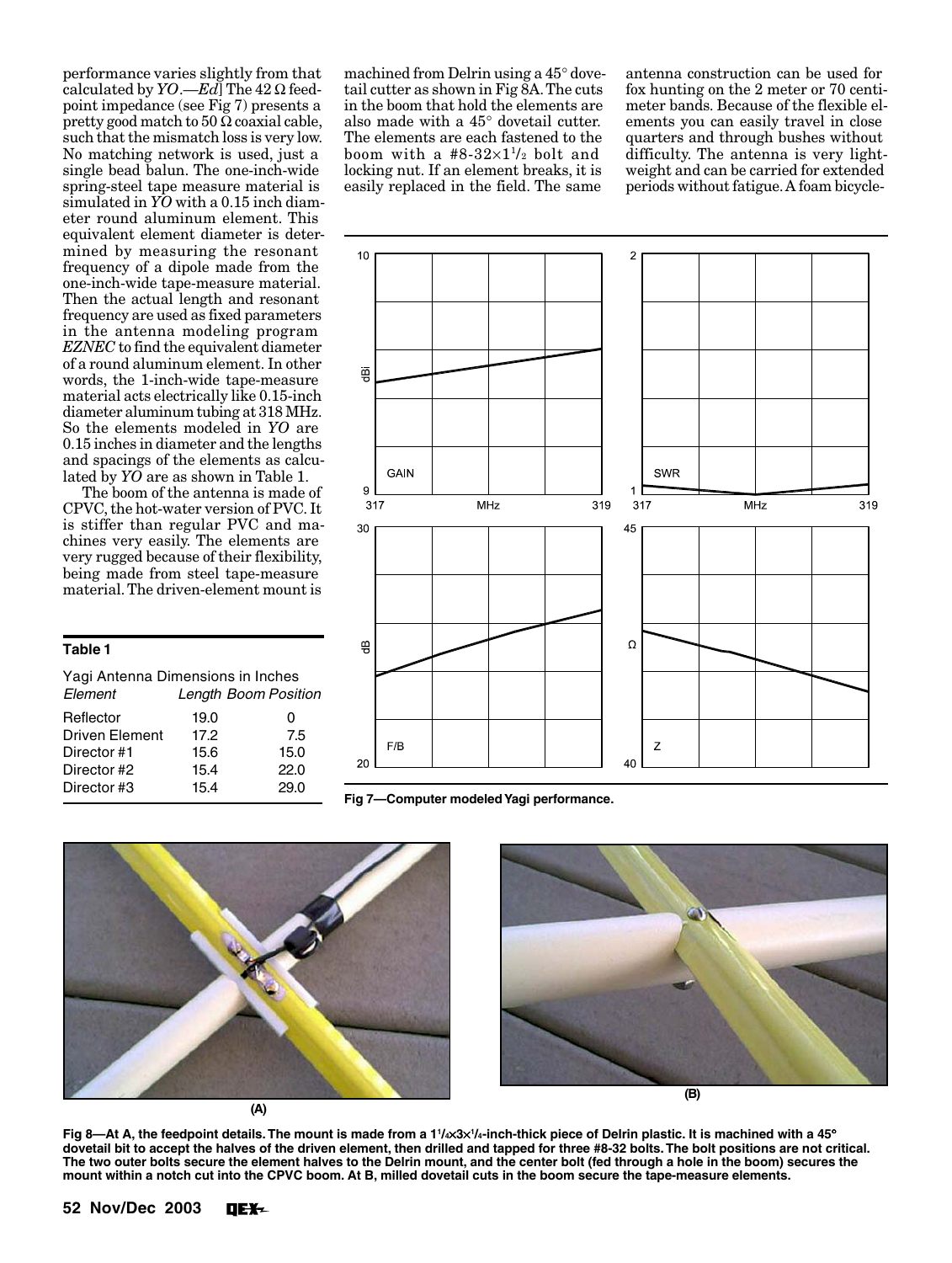performance varies slightly from that calculated by *YO*.—*Ed*] The 42 Ω feedpoint impedance (see Fig 7) presents a pretty good match to 50 Ω coaxial cable, such that the mismatch loss is very low. No matching network is used, just a single bead balun. The one-inch-wide spring-steel tape measure material is simulated in *YO* with a 0.15 inch diameter round aluminum element. This equivalent element diameter is determined by measuring the resonant frequency of a dipole made from the one-inch-wide tape-measure material. Then the actual length and resonant frequency are used as fixed parameters in the antenna modeling program *EZNEC* to find the equivalent diameter of a round aluminum element. In other words, the 1-inch-wide tape-measure material acts electrically like 0.15-inch diameter aluminum tubing at 318 MHz. So the elements modeled in *YO* are 0.15 inches in diameter and the lengths and spacings of the elements as calculated by *YO* are as shown in Table 1.

The boom of the antenna is made of CPVC, the hot-water version of PVC. It is stiffer than regular PVC and machines very easily. The elements are very rugged because of their flexibility, being made from steel tape-measure material. The driven-element mount is machined from Delrin using a 45° dovetail cutter as shown in Fig 8A. The cuts in the boom that hold the elements are also made with a 45° dovetail cutter. The elements are each fastened to the boom with a #8-32×1/2 bolt and locking nut. If an element breaks, it is easily replaced in the field. The same antenna construction can be used for fox hunting on the 2 meter or 70 centimeter bands. Because of the flexible elements you can easily travel in close quarters and through bushes without difficulty. The antenna is very lightweight and can be carried for extended periods without fatigue. A foam bicycle-

**Table 1**

Yagi Antenna Dimensions in Inches

| *Element* | *Length* | *Boom Position* |
|---|---|---|
| Reflector | 19.0 | 0 |
| Driven Element | 17.2 | 7.5 |
| Director #1 | 15.6 | 15.0 |
| Director #2 | 15.4 | 22.0 |
| Director #3 | 15.4 | 29.0 |

**Fig 7—Computer modeled Yagi performance.**

**Fig 8—At A, the feedpoint details. The mount is made from a 1¹/₄×3×¹/₄-inch-thick piece of Delrin plastic. It is machined with a 45° dovetail bit to accept the halves of the driven element, then drilled and tapped for three #8-32 bolts. The bolt positions are not critical. The two outer bolts secure the element halves to the Delrin mount, and the center bolt (fed through a hole in the boom) secures the mount within a notch cut into the CPVC boom. At B, milled dovetail cuts in the boom secure the tape-measure elements.**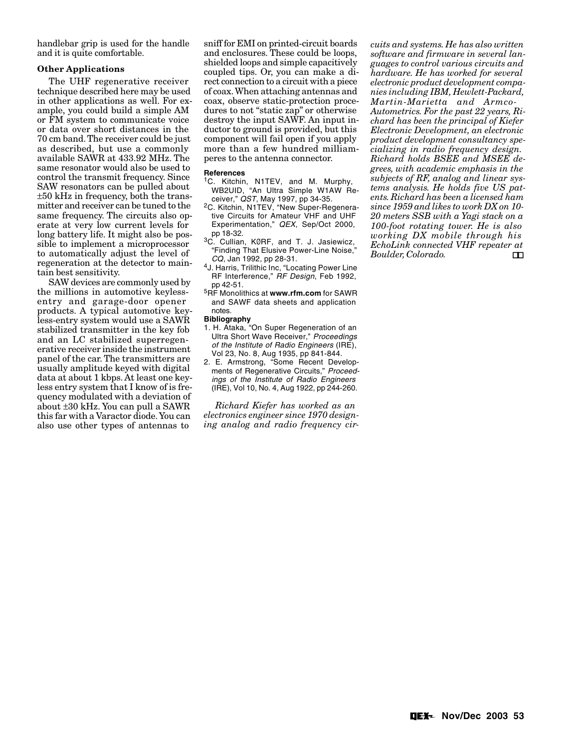handlebar grip is used for the handle and it is quite comfortable.

**Other Applications**

The UHF regenerative receiver technique described here may be used in other applications as well. For example, you could build a simple AM or FM system to communicate voice or data over short distances in the 70 cm band. The receiver could be just as described, but use a commonly available SAWR at 433.92 MHz. The same resonator would also be used to control the transmit frequency. Since SAW resonators can be pulled about ±50 kHz in frequency, both the transmitter and receiver can be tuned to the same frequency. The circuits also operate at very low current levels for long battery life. It might also be possible to implement a microprocessor to automatically adjust the level of regeneration at the detector to maintain best sensitivity.

SAW devices are commonly used by the millions in automotive keyless-entry and garage-door opener products. A typical automotive keyless-entry system would use a SAWR stabilized transmitter in the key fob and an LC stabilized superregenerative receiver inside the instrument panel of the car. The transmitters are usually amplitude keyed with digital data at about 1 kbps. At least one keyless entry system that I know of is frequency modulated with a deviation of about ±30 kHz. You can pull a SAWR this far with a Varactor diode. You can also use other types of antennas to sniff for EMI on printed-circuit boards and enclosures. These could be loops, shielded loops and simple capacitively coupled tips. Or, you can make a direct connection to a circuit with a piece of coax. When attaching antennas and coax, observe static-protection procedures to not "static zap" or otherwise destroy the input SAWF. An input inductor to ground is provided, but this component will fail open if you apply more than a few hundred milliamperes to the antenna connector.

**References**

[1]C. Kitchin, N1TEV, and M. Murphy, WB2UID, "An Ultra Simple W1AW Receiver," *QST*, May 1997, pp 34-35.

[2]C. Kitchin, N1TEV, "New Super-Regenerative Circuits for Amateur VHF and UHF Experimentation," *QEX*, Sep/Oct 2000, pp 18-32.

[3]C. Cullian, KØRF, and T. J. Jasiewicz, "Finding That Elusive Power-Line Noise," *CQ*, Jan 1992, pp 28-31.

[4]J. Harris, Trilithic Inc, "Locating Power Line RF Interference," *RF Design*, Feb 1992, pp 42-51.

[5]RF Monolithics at **www.rfm.com** for SAWR and SAWF data sheets and application notes.

**Bibliography**

1. H. Ataka, "On Super Regeneration of an Ultra Short Wave Receiver," *Proceedings of the Institute of Radio Engineers* (IRE), Vol 23, No. 8, Aug 1935, pp 841-844.
2. E. Armstrong, "Some Recent Developments of Regenerative Circuits," *Proceedings of the Institute of Radio Engineers* (IRE), Vol 10, No. 4, Aug 1922, pp 244-260.

*Richard Kiefer has worked as an electronics engineer since 1970 designing analog and radio frequency circuits and systems. He has also written software and firmware in several languages to control various circuits and hardware. He has worked for several electronic product development companies including IBM, Hewlett-Packard, Martin-Marietta and Armco-Autometrics. For the past 22 years, Richard has been the principal of Kiefer Electronic Development, an electronic product development consultancy specializing in radio frequency design. Richard holds BSEE and MSEE degrees, with academic emphasis in the subjects of RF, analog and linear systems analysis. He holds five US patents. Richard has been a licensed ham since 1959 and likes to work DX on 10-20 meters SSB with a Yagi stack on a 100-foot rotating tower. He is also working DX mobile through his EchoLink connected VHF repeater at Boulder, Colorado.*